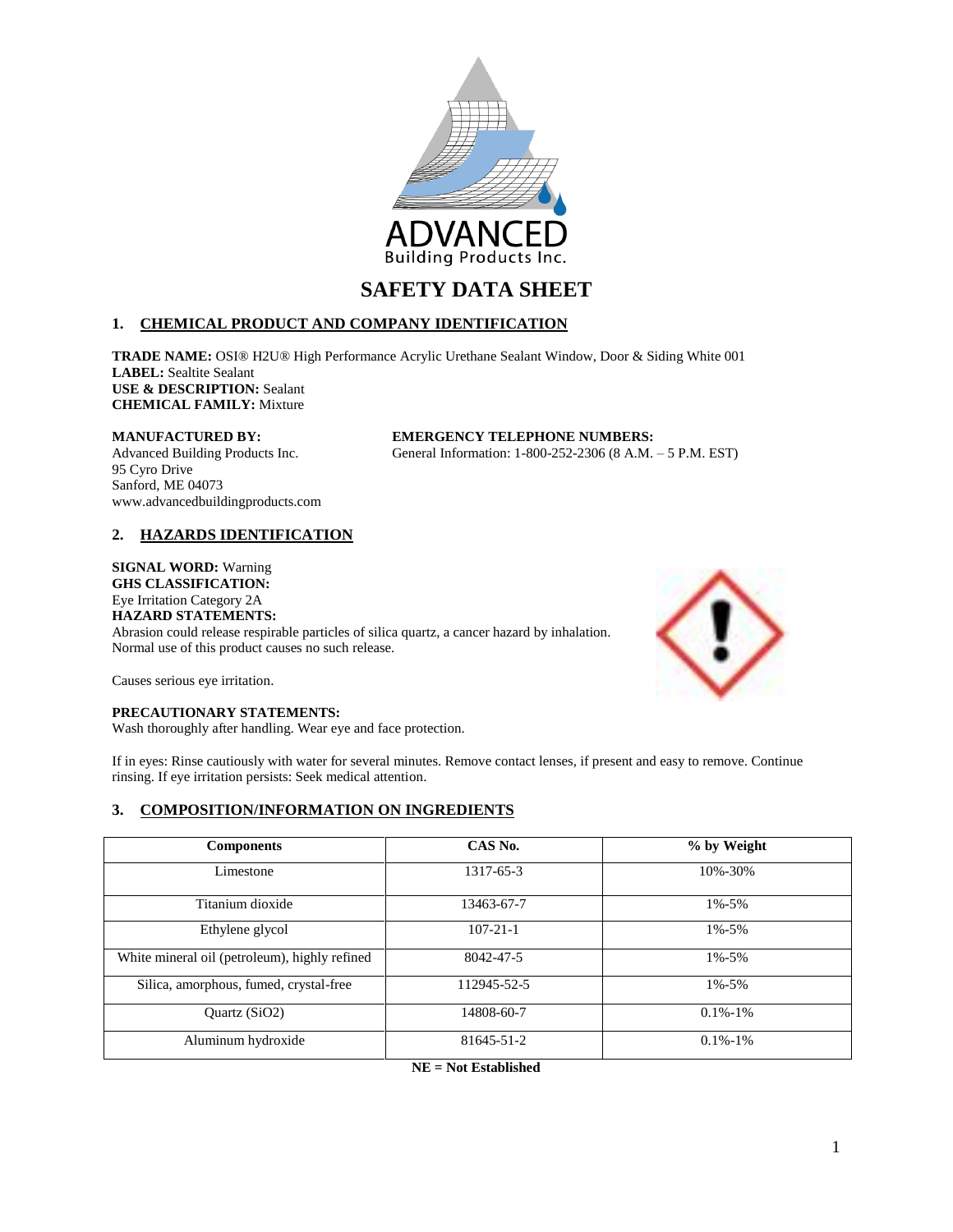ADVANCED
Building Products Inc.

# SAFETY DATA SHEET

## 1. CHEMICAL PRODUCT AND COMPANY IDENTIFICATION

**TRADE NAME:** OSI® H2U® High Performance Acrylic Urethane Sealant Window, Door & Siding White 001
**LABEL:** Sealtite Sealant
**USE & DESCRIPTION:** Sealant
**CHEMICAL FAMILY:** Mixture

**MANUFACTURED BY:**
Advanced Building Products Inc.
95 Cyro Drive
Sanford, ME 04073
www.advancedbuildingproducts.com

**EMERGENCY TELEPHONE NUMBERS:**
General Information: 1-800-252-2306 (8 A.M. – 5 P.M. EST)

## 2. HAZARDS IDENTIFICATION

**SIGNAL WORD:** Warning
**GHS CLASSIFICATION:**
Eye Irritation Category 2A
**HAZARD STATEMENTS:**
Abrasion could release respirable particles of silica quartz, a cancer hazard by inhalation.
Normal use of this product causes no such release.

Causes serious eye irritation.

**PRECAUTIONARY STATEMENTS:**
Wash thoroughly after handling. Wear eye and face protection.

If in eyes: Rinse cautiously with water for several minutes. Remove contact lenses, if present and easy to remove. Continue rinsing. If eye irritation persists: Seek medical attention.

## 3. COMPOSITION/INFORMATION ON INGREDIENTS

| Components | CAS No. | % by Weight |
|---|---|---|
| Limestone | 1317-65-3 | 10%-30% |
| Titanium dioxide | 13463-67-7 | 1%-5% |
| Ethylene glycol | 107-21-1 | 1%-5% |
| White mineral oil (petroleum), highly refined | 8042-47-5 | 1%-5% |
| Silica, amorphous, fumed, crystal-free | 112945-52-5 | 1%-5% |
| Quartz ($SiO_2$) | 14808-60-7 | 0.1%-1% |
| Aluminum hydroxide | 81645-51-2 | 0.1%-1% |

**NE = Not Established**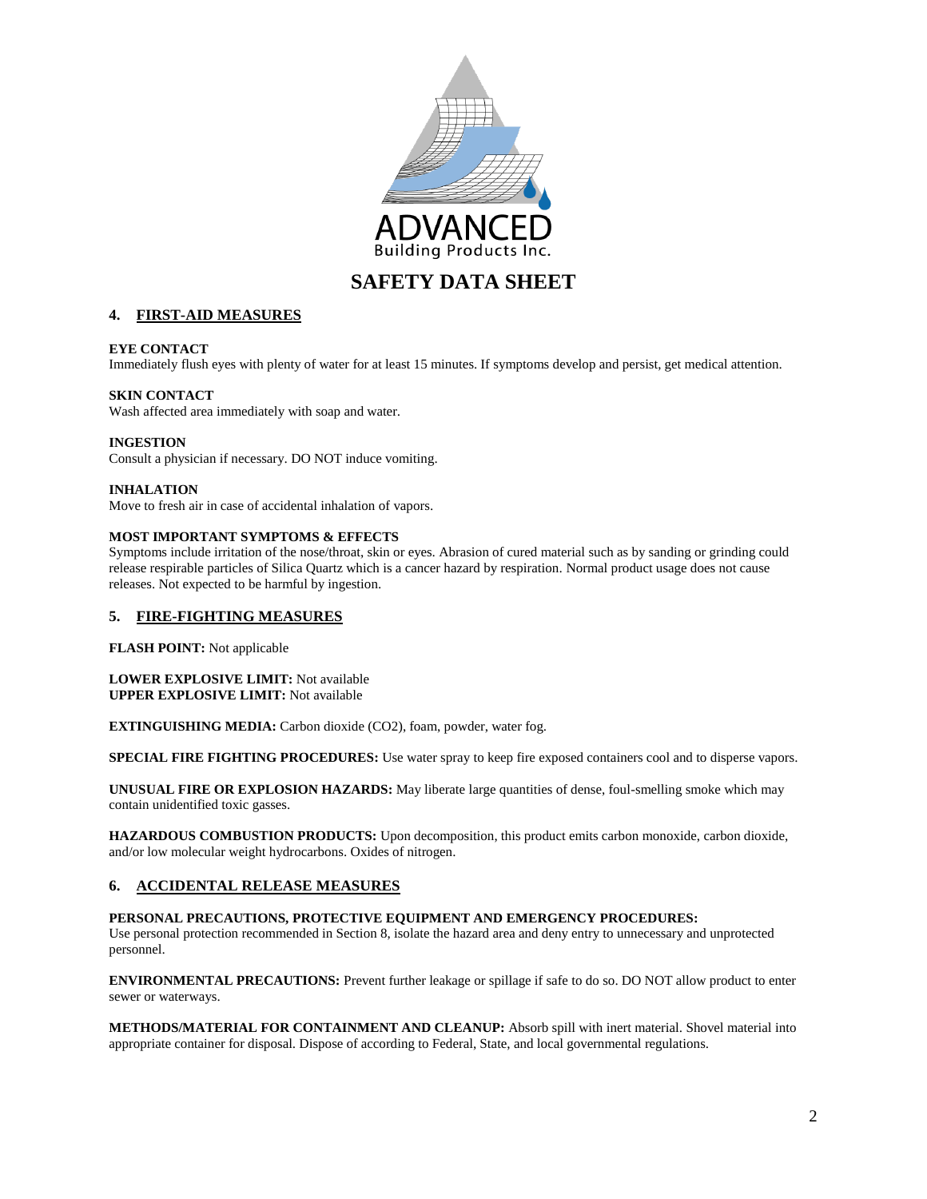# SAFETY DATA SHEET

## 4. FIRST-AID MEASURES

**EYE CONTACT**
Immediately flush eyes with plenty of water for at least 15 minutes. If symptoms develop and persist, get medical attention.

**SKIN CONTACT**
Wash affected area immediately with soap and water.

**INGESTION**
Consult a physician if necessary. DO NOT induce vomiting.

**INHALATION**
Move to fresh air in case of accidental inhalation of vapors.

**MOST IMPORTANT SYMPTOMS & EFFECTS**
Symptoms include irritation of the nose/throat, skin or eyes. Abrasion of cured material such as by sanding or grinding could release respirable particles of Silica Quartz which is a cancer hazard by respiration. Normal product usage does not cause releases. Not expected to be harmful by ingestion.

## 5. FIRE-FIGHTING MEASURES

**FLASH POINT:** Not applicable

**LOWER EXPLOSIVE LIMIT:** Not available
**UPPER EXPLOSIVE LIMIT:** Not available

**EXTINGUISHING MEDIA:** Carbon dioxide ($CO_2$), foam, powder, water fog.

**SPECIAL FIRE FIGHTING PROCEDURES:** Use water spray to keep fire exposed containers cool and to disperse vapors.

**UNUSUAL FIRE OR EXPLOSION HAZARDS:** May liberate large quantities of dense, foul-smelling smoke which may contain unidentified toxic gasses.

**HAZARDOUS COMBUSTION PRODUCTS:** Upon decomposition, this product emits carbon monoxide, carbon dioxide, and/or low molecular weight hydrocarbons. Oxides of nitrogen.

## 6. ACCIDENTAL RELEASE MEASURES

**PERSONAL PRECAUTIONS, PROTECTIVE EQUIPMENT AND EMERGENCY PROCEDURES:**
Use personal protection recommended in Section 8, isolate the hazard area and deny entry to unnecessary and unprotected personnel.

**ENVIRONMENTAL PRECAUTIONS:** Prevent further leakage or spillage if safe to do so. DO NOT allow product to enter sewer or waterways.

**METHODS/MATERIAL FOR CONTAINMENT AND CLEANUP:** Absorb spill with inert material. Shovel material into appropriate container for disposal. Dispose of according to Federal, State, and local governmental regulations.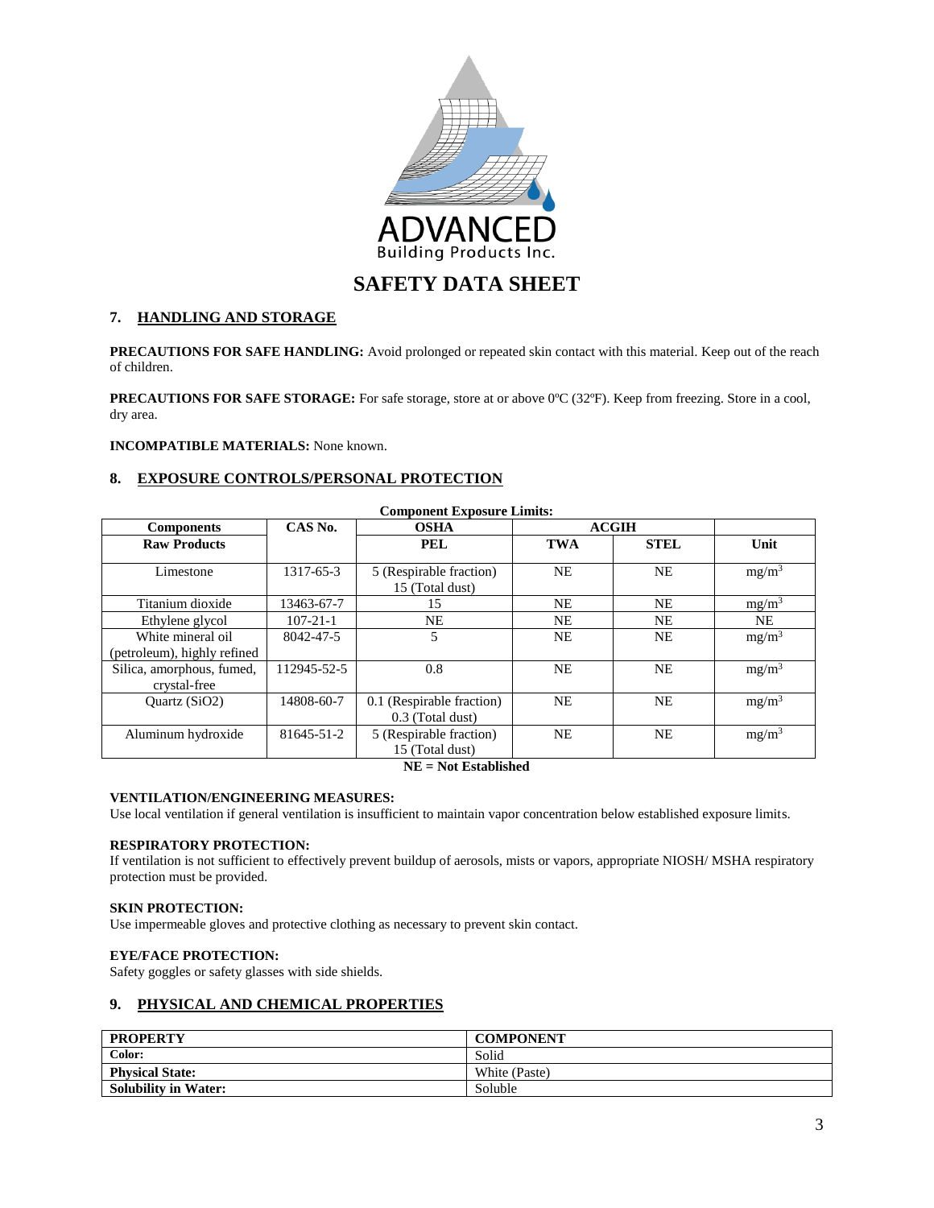# SAFETY DATA SHEET

## 7. HANDLING AND STORAGE

**PRECAUTIONS FOR SAFE HANDLING:** Avoid prolonged or repeated skin contact with this material. Keep out of the reach of children.

**PRECAUTIONS FOR SAFE STORAGE:** For safe storage, store at or above 0ºC (32ºF). Keep from freezing. Store in a cool, dry area.

**INCOMPATIBLE MATERIALS:** None known.

## 8. EXPOSURE CONTROLS/PERSONAL PROTECTION

**Component Exposure Limits:**

| Components | CAS No. | OSHA | ACGIH | | |
|---|---|---|---|---|---|
| **Raw Products** | | **PEL** | **TWA** | **STEL** | **Unit** |
| Limestone | 1317-65-3 | 5 (Respirable fraction) 15 (Total dust) | NE | NE | $mg/m^3$ |
| Titanium dioxide | 13463-67-7 | 15 | NE | NE | $mg/m^3$ |
| Ethylene glycol | 107-21-1 | NE | NE | NE | NE |
| White mineral oil (petroleum), highly refined | 8042-47-5 | 5 | NE | NE | $mg/m^3$ |
| Silica, amorphous, fumed, crystal-free | 112945-52-5 | 0.8 | NE | NE | $mg/m^3$ |
| Quartz (SiO2) | 14808-60-7 | 0.1 (Respirable fraction) 0.3 (Total dust) | NE | NE | $mg/m^3$ |
| Aluminum hydroxide | 81645-51-2 | 5 (Respirable fraction) 15 (Total dust) | NE | NE | $mg/m^3$ |

**NE = Not Established**

**VENTILATION/ENGINEERING MEASURES:**
Use local ventilation if general ventilation is insufficient to maintain vapor concentration below established exposure limits.

**RESPIRATORY PROTECTION:**
If ventilation is not sufficient to effectively prevent buildup of aerosols, mists or vapors, appropriate NIOSH/ MSHA respiratory protection must be provided.

**SKIN PROTECTION:**
Use impermeable gloves and protective clothing as necessary to prevent skin contact.

**EYE/FACE PROTECTION:**
Safety goggles or safety glasses with side shields.

## 9. PHYSICAL AND CHEMICAL PROPERTIES

| PROPERTY | COMPONENT |
|---|---|
| **Color:** | Solid |
| **Physical State:** | White (Paste) |
| **Solubility in Water:** | Soluble |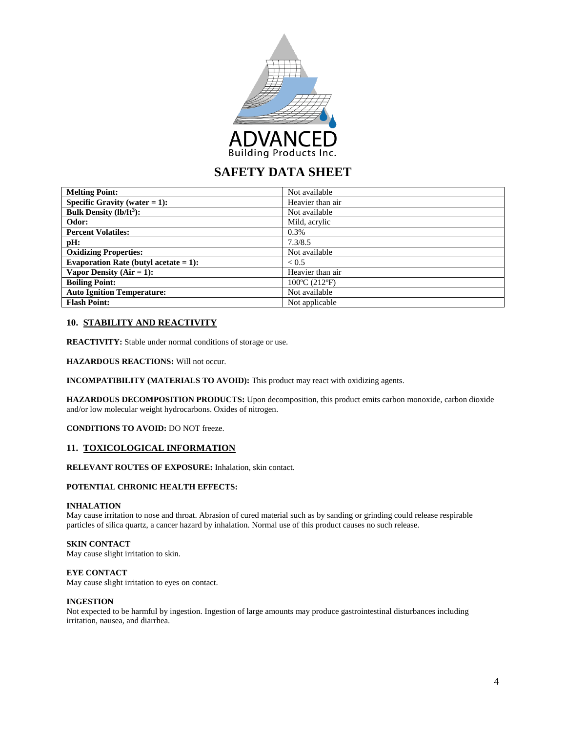# SAFETY DATA SHEET

| | |
|---|---|
| **Melting Point:** | Not available |
| **Specific Gravity (water = 1):** | Heavier than air |
| **Bulk Density (lb/ft$^3$):** | Not available |
| **Odor:** | Mild, acrylic |
| **Percent Volatiles:** | 0.3% |
| **pH:** | 7.3/8.5 |
| **Oxidizing Properties:** | Not available |
| **Evaporation Rate (butyl acetate = 1):** | < 0.5 |
| **Vapor Density (Air = 1):** | Heavier than air |
| **Boiling Point:** | 100ºC (212ºF) |
| **Auto Ignition Temperature:** | Not available |
| **Flash Point:** | Not applicable |

## 10. STABILITY AND REACTIVITY

**REACTIVITY:** Stable under normal conditions of storage or use.

**HAZARDOUS REACTIONS:** Will not occur.

**INCOMPATIBILITY (MATERIALS TO AVOID):** This product may react with oxidizing agents.

**HAZARDOUS DECOMPOSITION PRODUCTS:** Upon decomposition, this product emits carbon monoxide, carbon dioxide and/or low molecular weight hydrocarbons. Oxides of nitrogen.

**CONDITIONS TO AVOID:** DO NOT freeze.

## 11. TOXICOLOGICAL INFORMATION

**RELEVANT ROUTES OF EXPOSURE:** Inhalation, skin contact.

**POTENTIAL CHRONIC HEALTH EFFECTS:**

**INHALATION**
May cause irritation to nose and throat. Abrasion of cured material such as by sanding or grinding could release respirable particles of silica quartz, a cancer hazard by inhalation. Normal use of this product causes no such release.

**SKIN CONTACT**
May cause slight irritation to skin.

**EYE CONTACT**
May cause slight irritation to eyes on contact.

**INGESTION**
Not expected to be harmful by ingestion. Ingestion of large amounts may produce gastrointestinal disturbances including irritation, nausea, and diarrhea.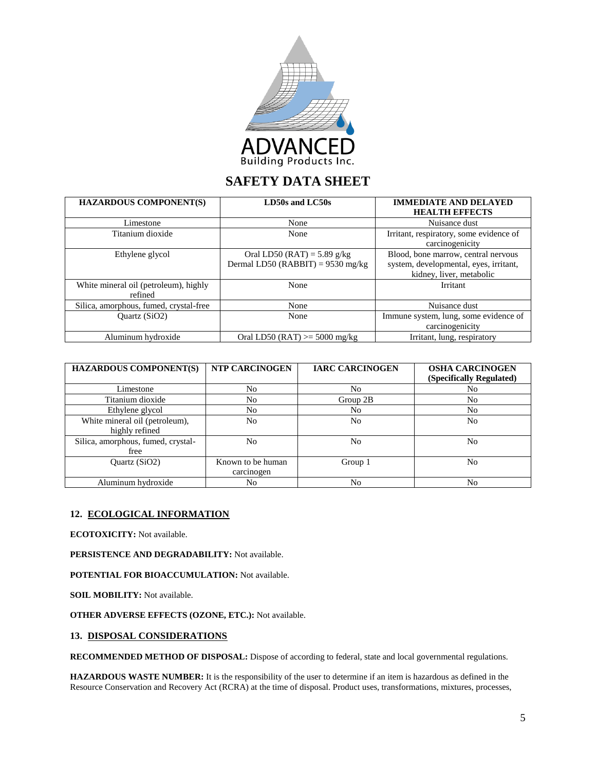Building Products Inc.

# SAFETY DATA SHEET

| HAZARDOUS COMPONENT(S) | LD50s and LC50s | IMMEDIATE AND DELAYED HEALTH EFFECTS |
|---|---|---|
| Limestone | None | Nuisance dust |
| Titanium dioxide | None | Irritant, respiratory, some evidence of carcinogenicity |
| Ethylene glycol | Oral LD50 (RAT) = 5.89 g/kg<br>Dermal LD50 (RABBIT) = 9530 mg/kg | Blood, bone marrow, central nervous system, developmental, eyes, irritant, kidney, liver, metabolic |
| White mineral oil (petroleum), highly refined | None | Irritant |
| Silica, amorphous, fumed, crystal-free | None | Nuisance dust |
| Quartz ($SiO_2$) | None | Immune system, lung, some evidence of carcinogenicity |
| Aluminum hydroxide | Oral LD50 (RAT) >= 5000 mg/kg | Irritant, lung, respiratory |

| HAZARDOUS COMPONENT(S) | NTP CARCINOGEN | IARC CARCINOGEN | OSHA CARCINOGEN (Specifically Regulated) |
|---|---|---|---|
| Limestone | No | No | No |
| Titanium dioxide | No | Group 2B | No |
| Ethylene glycol | No | No | No |
| White mineral oil (petroleum), highly refined | No | No | No |
| Silica, amorphous, fumed, crystal-free | No | No | No |
| Quartz ($SiO_2$) | Known to be human carcinogen | Group 1 | No |
| Aluminum hydroxide | No | No | No |

## 12. ECOLOGICAL INFORMATION

**ECOTOXICITY:** Not available.

**PERSISTENCE AND DEGRADABILITY:** Not available.

**POTENTIAL FOR BIOACCUMULATION:** Not available.

**SOIL MOBILITY:** Not available.

**OTHER ADVERSE EFFECTS (OZONE, ETC.):** Not available.

## 13. DISPOSAL CONSIDERATIONS

**RECOMMENDED METHOD OF DISPOSAL:** Dispose of according to federal, state and local governmental regulations.

**HAZARDOUS WASTE NUMBER:** It is the responsibility of the user to determine if an item is hazardous as defined in the Resource Conservation and Recovery Act (RCRA) at the time of disposal. Product uses, transformations, mixtures, processes,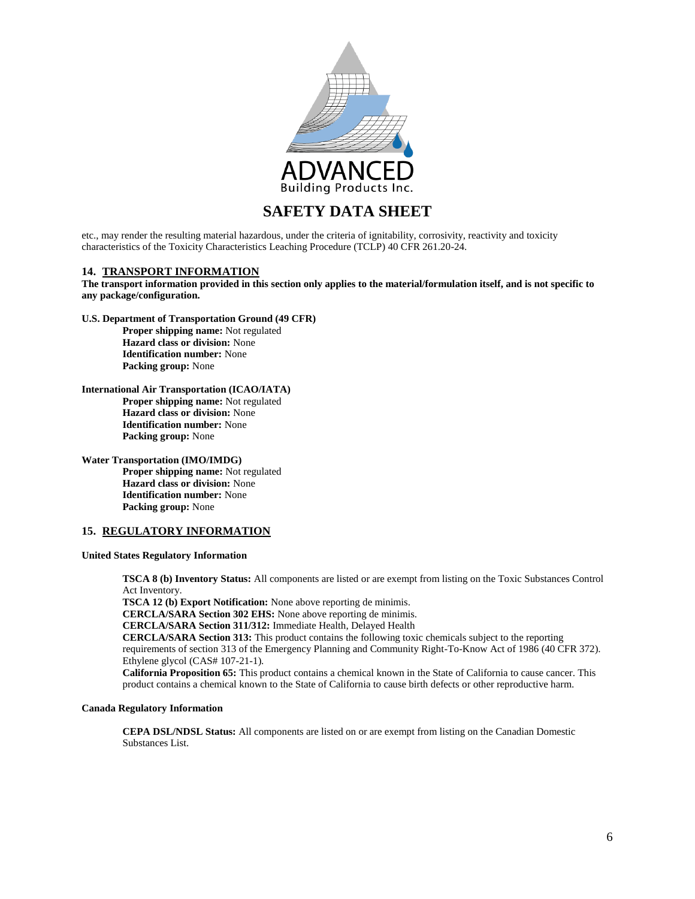etc., may render the resulting material hazardous, under the criteria of ignitability, corrosivity, reactivity and toxicity characteristics of the Toxicity Characteristics Leaching Procedure (TCLP) 40 CFR 261.20-24.

## 14. TRANSPORT INFORMATION

**The transport information provided in this section only applies to the material/formulation itself, and is not specific to any package/configuration.**

**U.S. Department of Transportation Ground (49 CFR)**

- **Proper shipping name:** Not regulated
- **Hazard class or division:** None
- **Identification number:** None
- **Packing group:** None

**International Air Transportation (ICAO/IATA)**

- **Proper shipping name:** Not regulated
- **Hazard class or division:** None
- **Identification number:** None
- **Packing group:** None

**Water Transportation (IMO/IMDG)**

- **Proper shipping name:** Not regulated
- **Hazard class or division:** None
- **Identification number:** None
- **Packing group:** None

## 15. REGULATORY INFORMATION

**United States Regulatory Information**

**TSCA 8 (b) Inventory Status:** All components are listed or are exempt from listing on the Toxic Substances Control Act Inventory.
**TSCA 12 (b) Export Notification:** None above reporting de minimis.
**CERCLA/SARA Section 302 EHS:** None above reporting de minimis.
**CERCLA/SARA Section 311/312:** Immediate Health, Delayed Health
**CERCLA/SARA Section 313:** This product contains the following toxic chemicals subject to the reporting requirements of section 313 of the Emergency Planning and Community Right-To-Know Act of 1986 (40 CFR 372). Ethylene glycol (CAS# 107-21-1).
**California Proposition 65:** This product contains a chemical known in the State of California to cause cancer. This product contains a chemical known to the State of California to cause birth defects or other reproductive harm.

**Canada Regulatory Information**

**CEPA DSL/NDSL Status:** All components are listed on or are exempt from listing on the Canadian Domestic Substances List.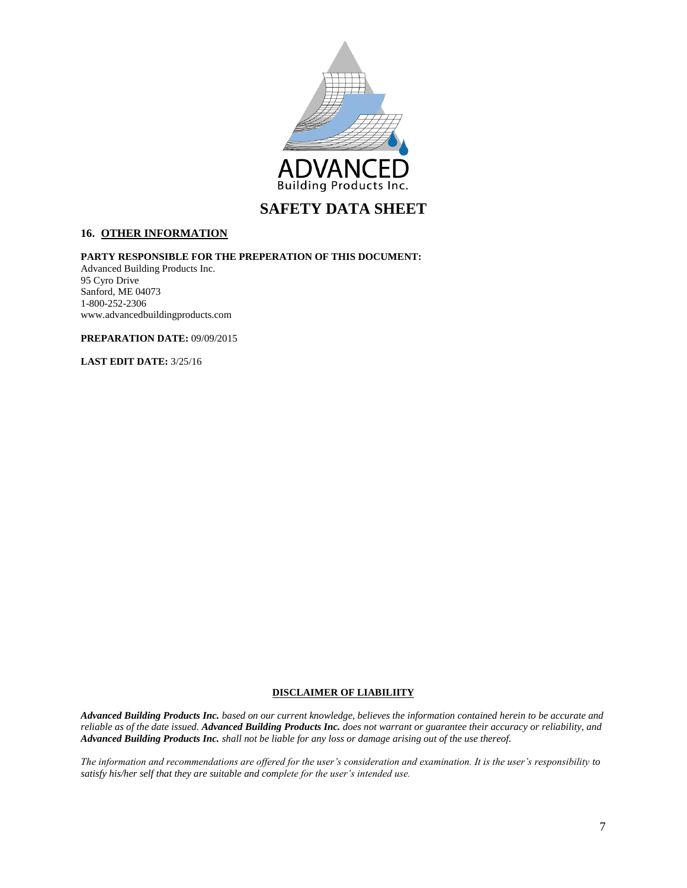ADVANCED
Building Products Inc.

# SAFETY DATA SHEET

## 16. OTHER INFORMATION

**PARTY RESPONSIBLE FOR THE PREPERATION OF THIS DOCUMENT:**
Advanced Building Products Inc.
95 Cyro Drive
Sanford, ME 04073
1-800-252-2306
www.advancedbuildingproducts.com

**PREPARATION DATE:** 09/09/2015

**LAST EDIT DATE:** 3/25/16

**DISCLAIMER OF LIABILIITY**

***Advanced Building Products Inc.*** *based on our current knowledge, believes the information contained herein to be accurate and reliable as of the date issued.* ***Advanced Building Products Inc.*** *does not warrant or guarantee their accuracy or reliability, and* ***Advanced Building Products Inc.*** *shall not be liable for any loss or damage arising out of the use thereof.*

*The information and recommendations are offered for the user's consideration and examination. It is the user's responsibility to satisfy his/her self that they are suitable and complete for the user's intended use.*